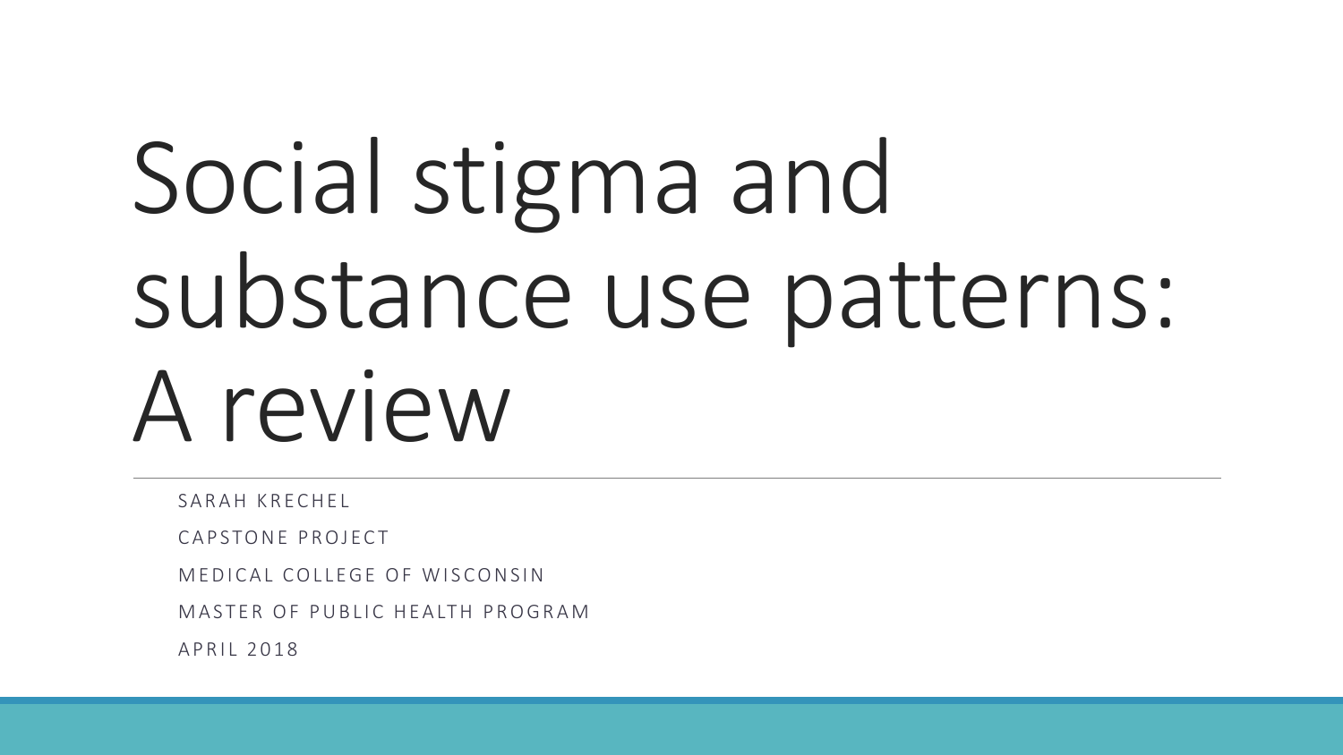# Social stigma and substance use patterns: A review

SARAH KRECHEL

CAPSTONE PROJECT

MEDICAL COLLEGE OF WISCONSIN

MASTER OF PUBLIC HEALTH PROGRAM

APRIL 2018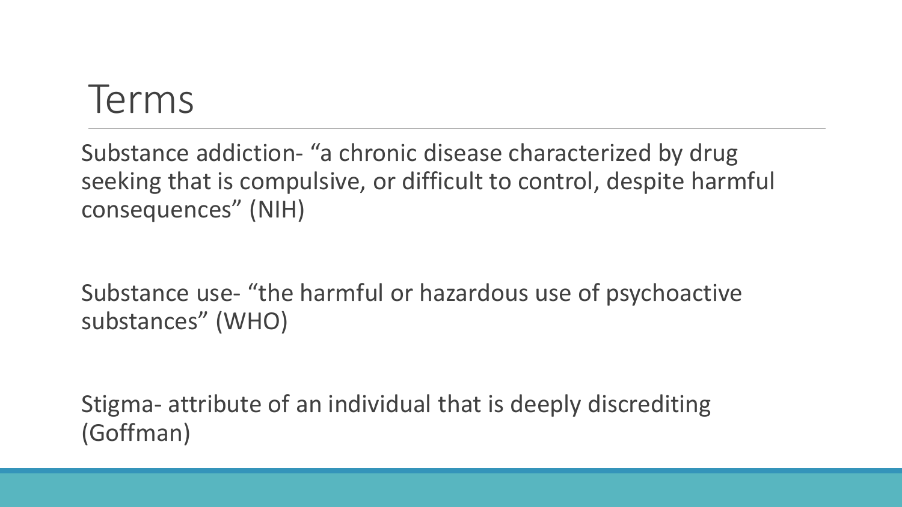# Terms

Substance addiction- “a chronic disease characterized by drug seeking that is compulsive, or difficult to control, despite harmful consequences” (NIH)

Substance use- “the harmful or hazardous use of psychoactive substances” (WHO)

Stigma- attribute of an individual that is deeply discrediting (Goffman)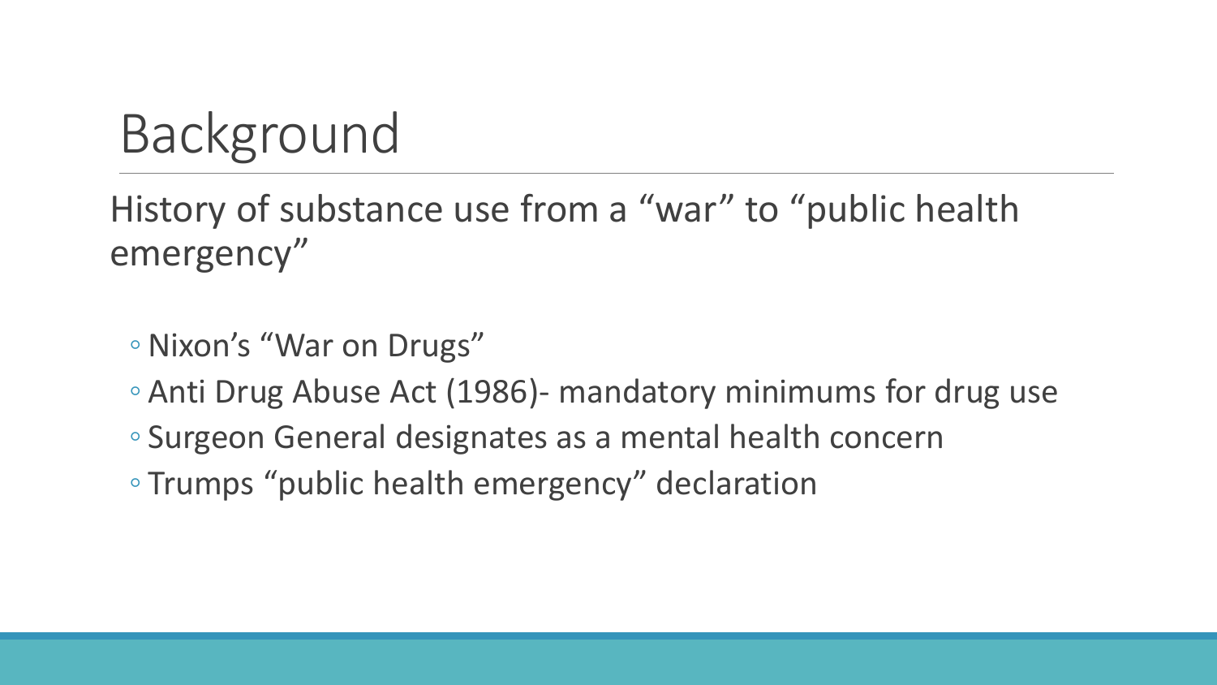# Background

History of substance use from a “war” to “public health emergency”

- Nixon’s “War on Drugs”
- Anti Drug Abuse Act (1986)- mandatory minimums for drug use
- Surgeon General designates as a mental health concern
- Trumps “public health emergency” declaration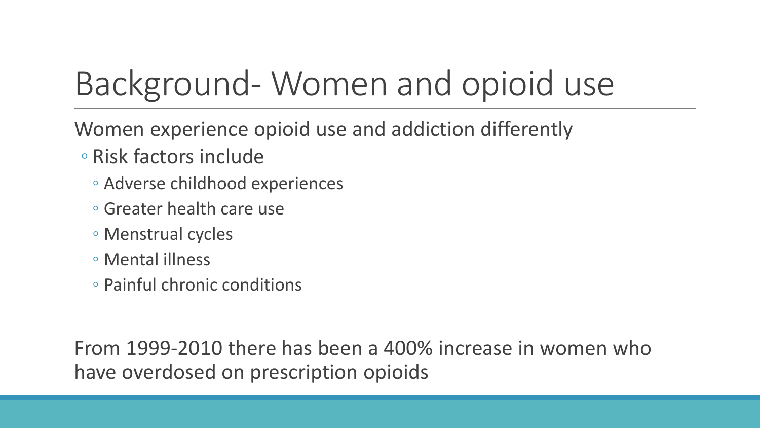# Background- Women and opioid use

Women experience opioid use and addiction differently

- Risk factors include
  - Adverse childhood experiences
  - Greater health care use
  - Menstrual cycles
  - Mental illness
  - Painful chronic conditions

From 1999-2010 there has been a 400% increase in women who have overdosed on prescription opioids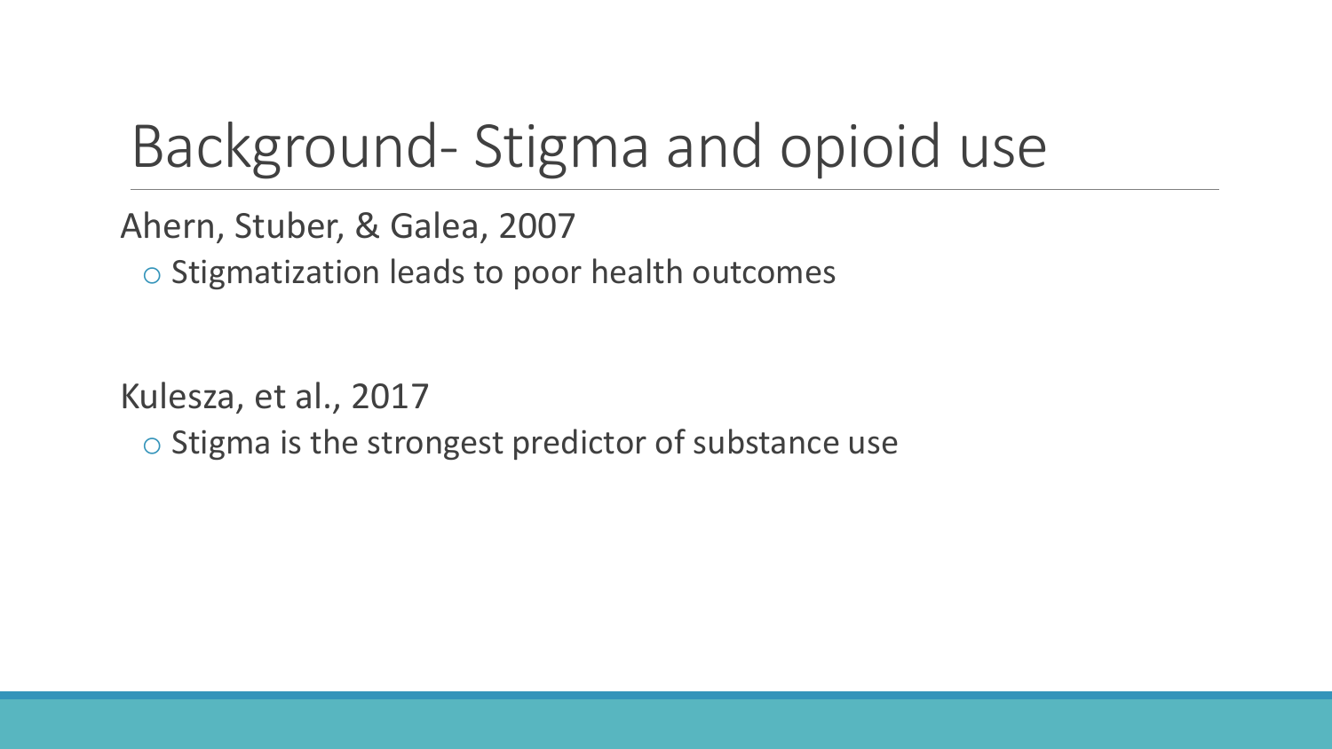# Background- Stigma and opioid use

Ahern, Stuber, & Galea, 2007

- Stigmatization leads to poor health outcomes

Kulesza, et al., 2017

- Stigma is the strongest predictor of substance use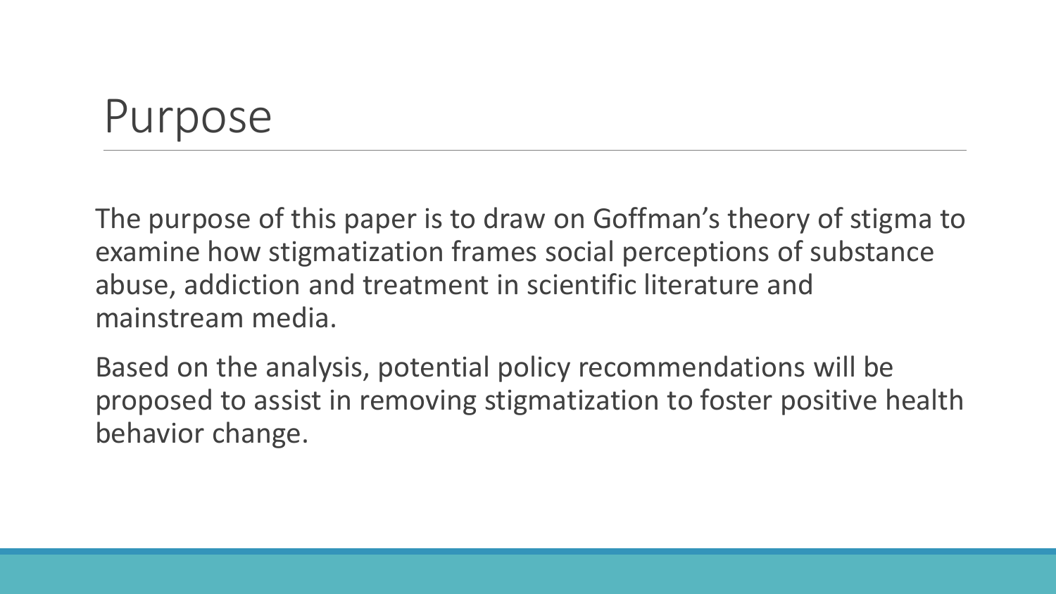# Purpose

The purpose of this paper is to draw on Goffman's theory of stigma to examine how stigmatization frames social perceptions of substance abuse, addiction and treatment in scientific literature and mainstream media.

Based on the analysis, potential policy recommendations will be proposed to assist in removing stigmatization to foster positive health behavior change.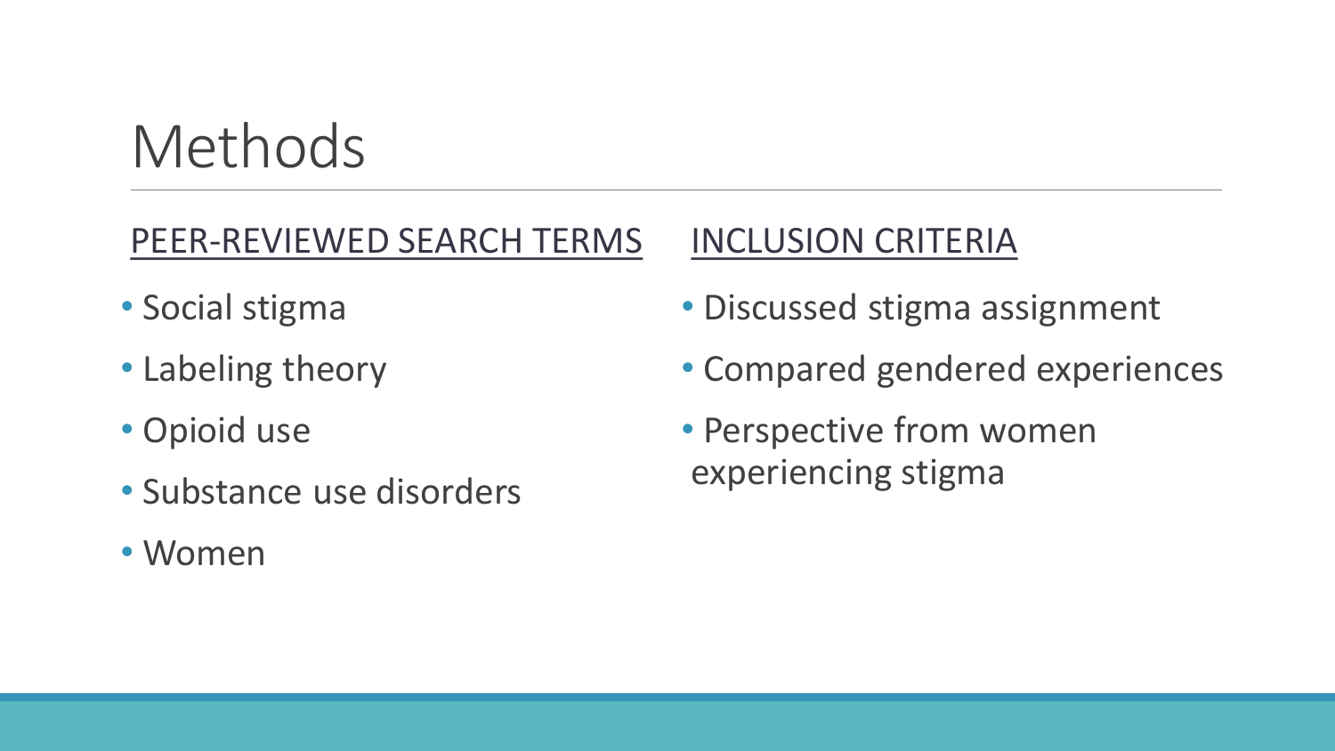# Methods

## PEER-REVIEWED SEARCH TERMS

- Social stigma
- Labeling theory
- Opioid use
- Substance use disorders
- Women

## INCLUSION CRITERIA

- Discussed stigma assignment
- Compared gendered experiences
- Perspective from women experiencing stigma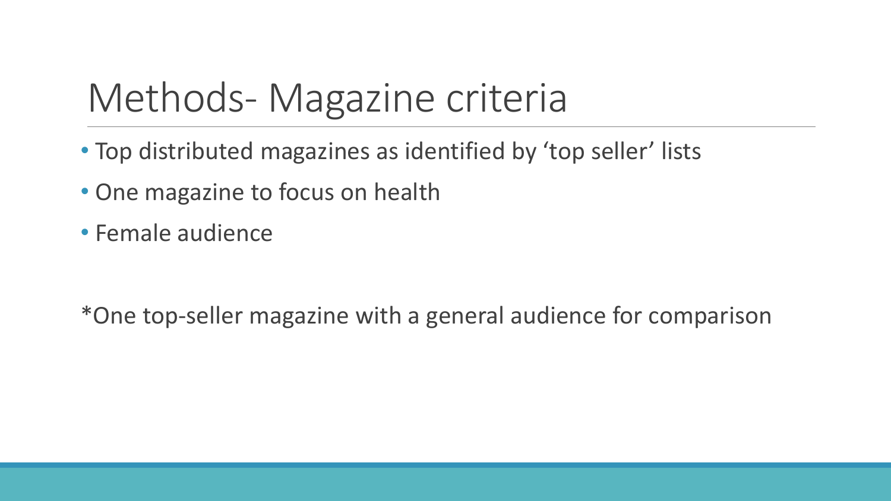# Methods- Magazine criteria

- Top distributed magazines as identified by 'top seller' lists
- One magazine to focus on health
- Female audience

*One top-seller magazine with a general audience for comparison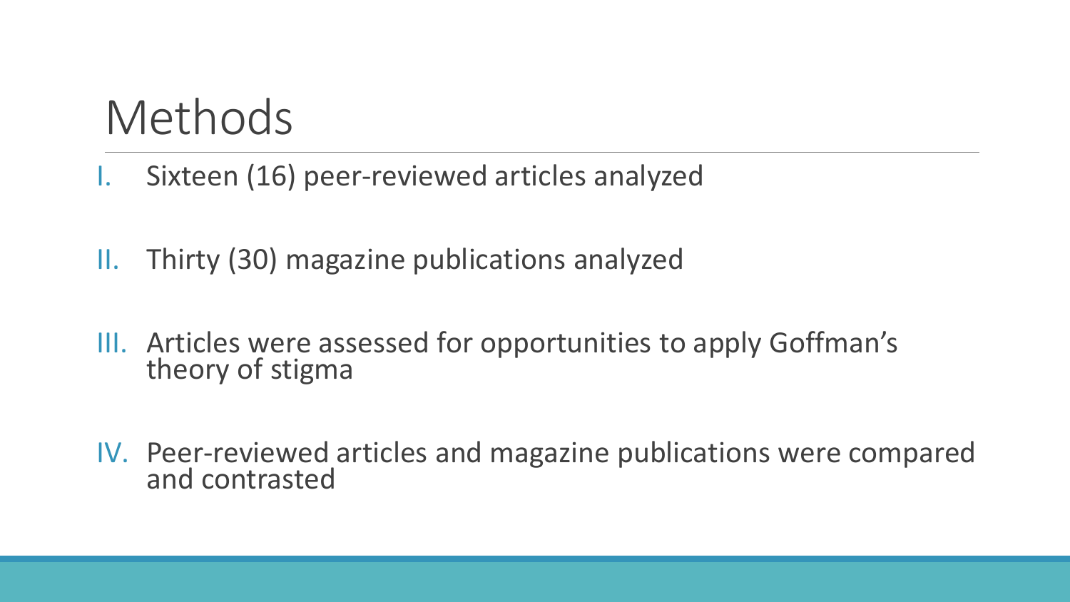# Methods

I. Sixteen (16) peer-reviewed articles analyzed

II. Thirty (30) magazine publications analyzed

III. Articles were assessed for opportunities to apply Goffman's theory of stigma

IV. Peer-reviewed articles and magazine publications were compared and contrasted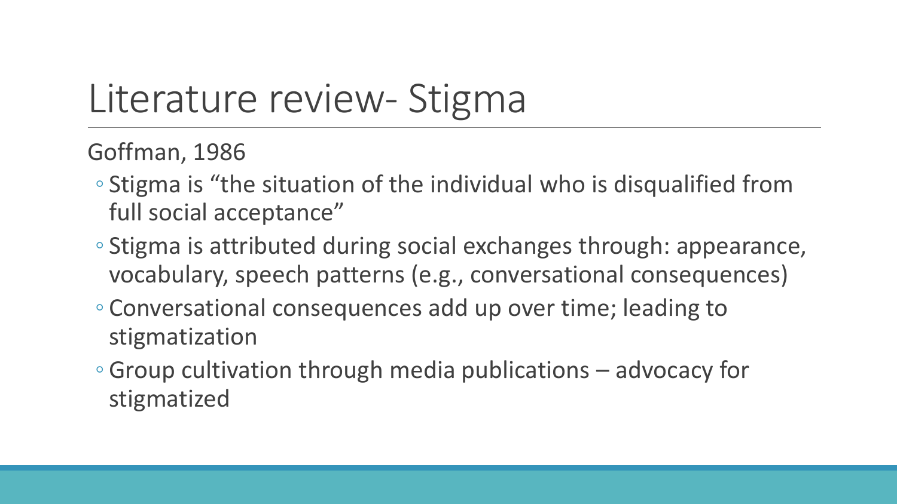# Literature review- Stigma

Goffman, 1986

- Stigma is “the situation of the individual who is disqualified from full social acceptance”
- Stigma is attributed during social exchanges through: appearance, vocabulary, speech patterns (e.g., conversational consequences)
- Conversational consequences add up over time; leading to stigmatization
- Group cultivation through media publications – advocacy for stigmatized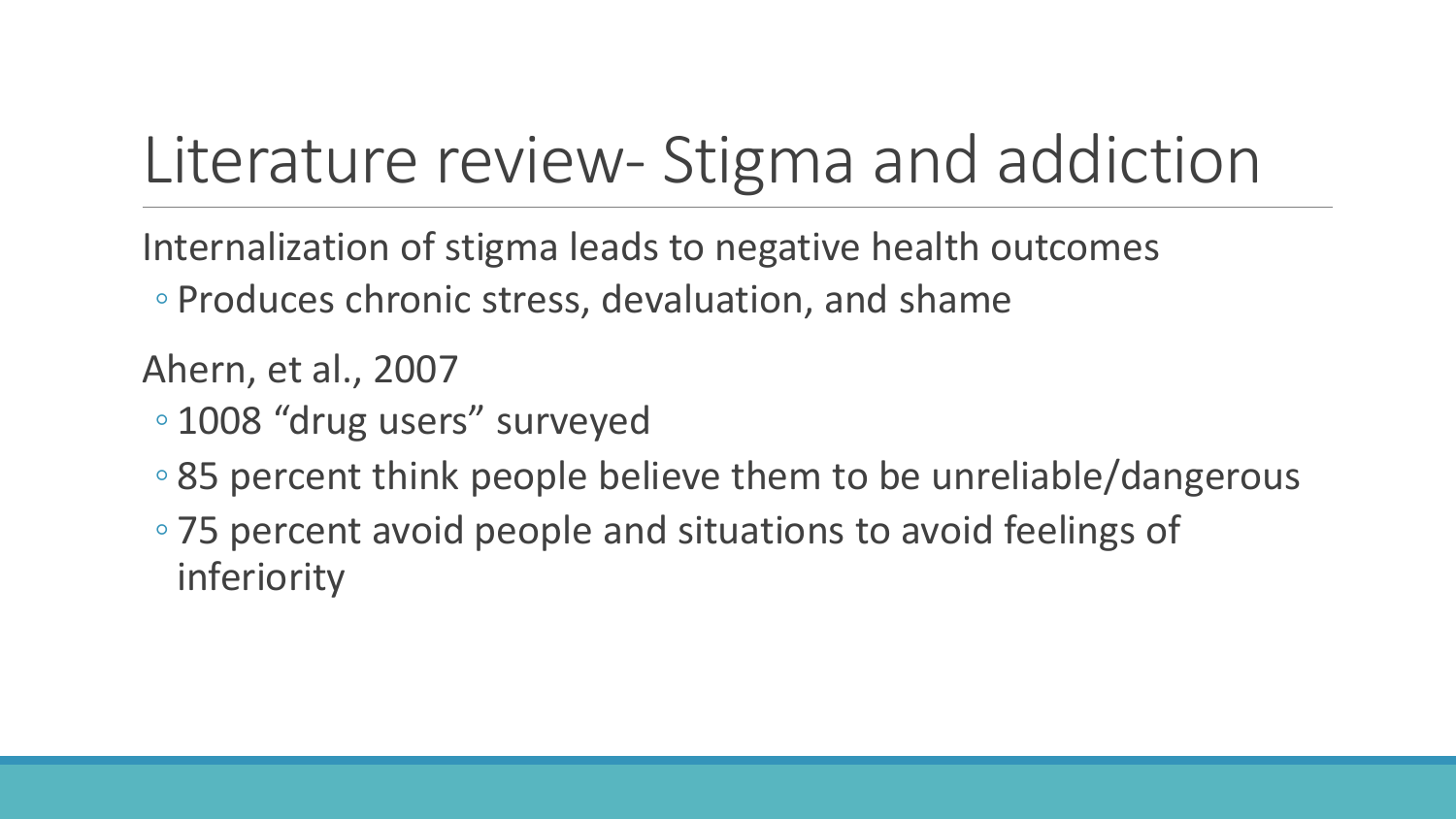# Literature review- Stigma and addiction

Internalization of stigma leads to negative health outcomes

- Produces chronic stress, devaluation, and shame

Ahern, et al., 2007

- 1008 “drug users” surveyed
- 85 percent think people believe them to be unreliable/dangerous
- 75 percent avoid people and situations to avoid feelings of inferiority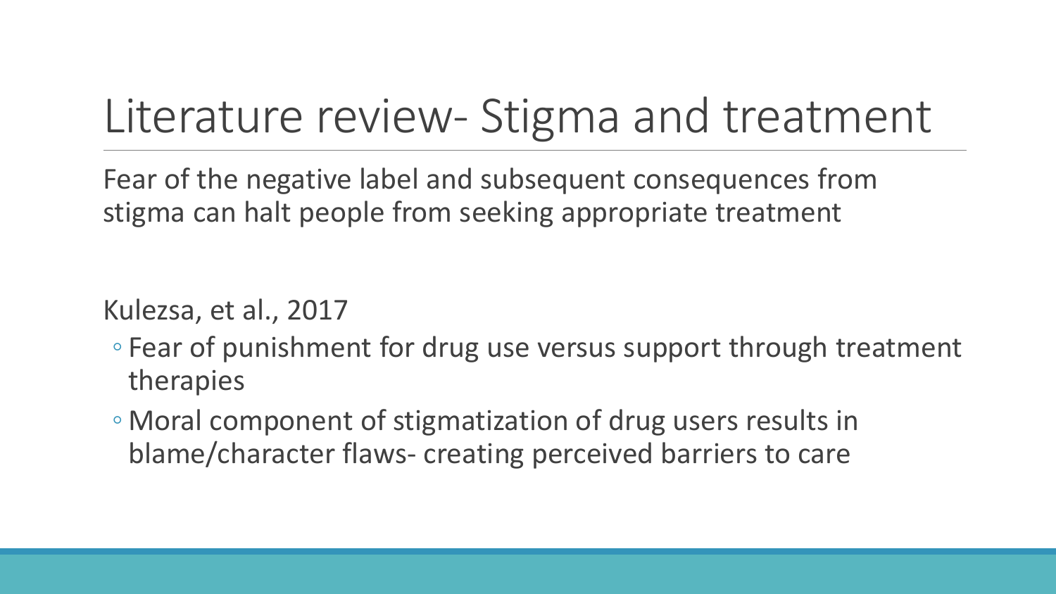# Literature review- Stigma and treatment

Fear of the negative label and subsequent consequences from stigma can halt people from seeking appropriate treatment

Kulezsa, et al., 2017

- Fear of punishment for drug use versus support through treatment therapies
- Moral component of stigmatization of drug users results in blame/character flaws- creating perceived barriers to care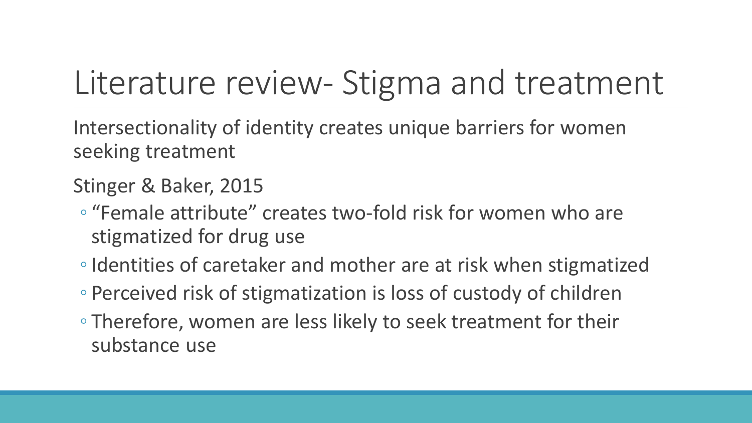# Literature review- Stigma and treatment

Intersectionality of identity creates unique barriers for women seeking treatment

Stinger & Baker, 2015

- “Female attribute” creates two-fold risk for women who are stigmatized for drug use
- Identities of caretaker and mother are at risk when stigmatized
- Perceived risk of stigmatization is loss of custody of children
- Therefore, women are less likely to seek treatment for their substance use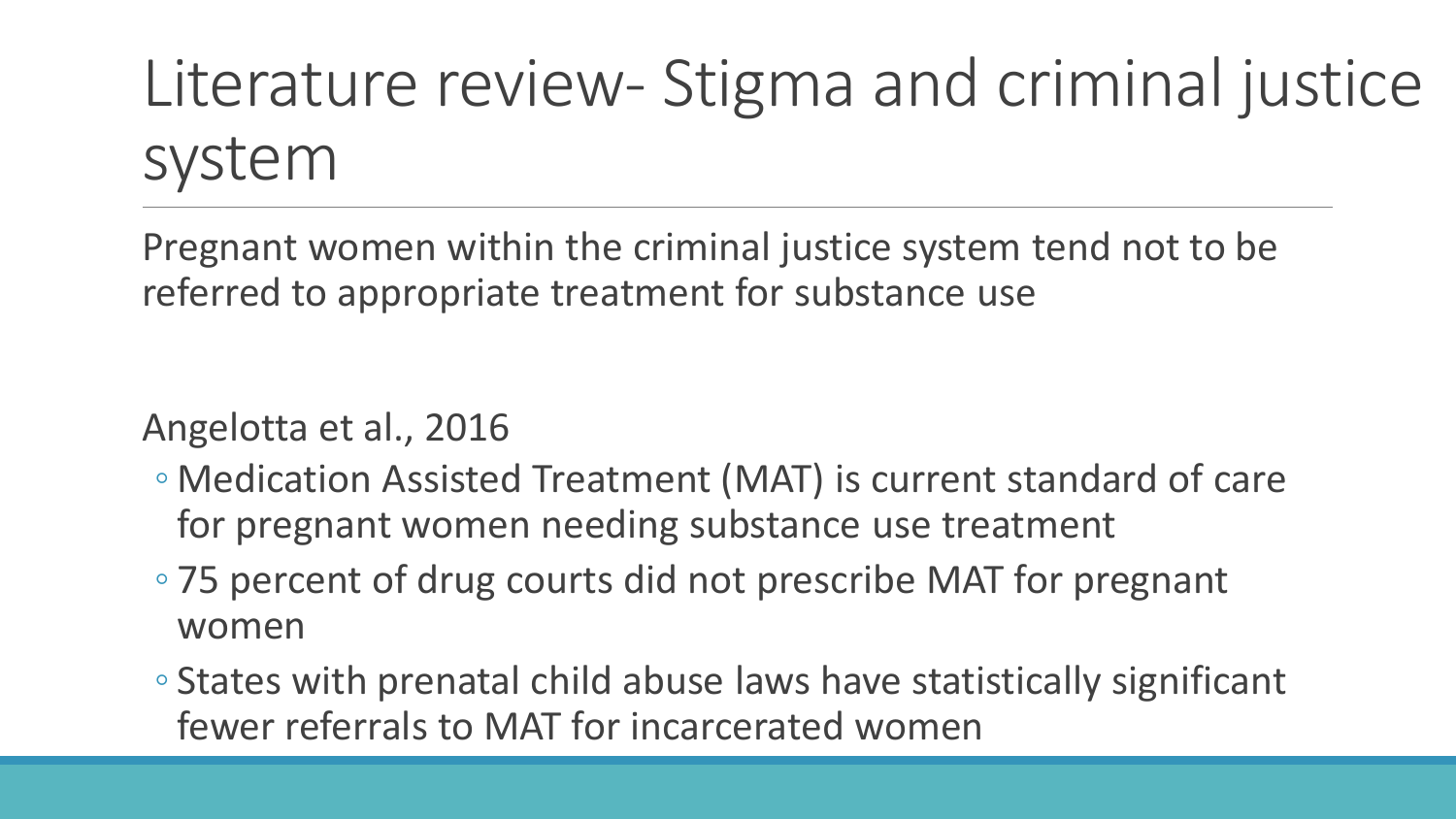# Literature review- Stigma and criminal justice system

Pregnant women within the criminal justice system tend not to be referred to appropriate treatment for substance use

Angelotta et al., 2016

- Medication Assisted Treatment (MAT) is current standard of care for pregnant women needing substance use treatment
- 75 percent of drug courts did not prescribe MAT for pregnant women
- States with prenatal child abuse laws have statistically significant fewer referrals to MAT for incarcerated women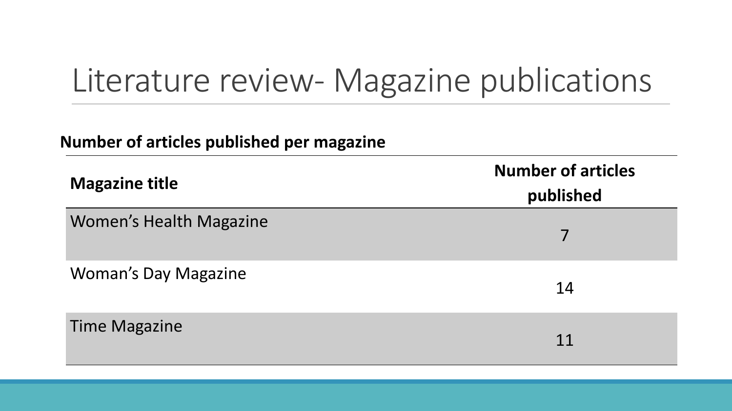# Literature review- Magazine publications

**Number of articles published per magazine**

| Magazine title | Number of articles published |
| --- | --- |
| Women’s Health Magazine | 7 |
| Woman’s Day Magazine | 14 |
| Time Magazine | 11 |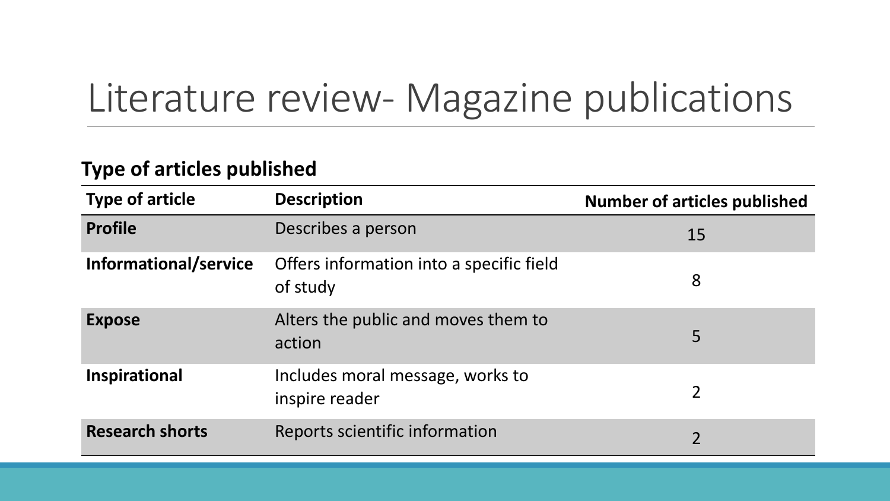# Literature review- Magazine publications

**Type of articles published**

| Type of article | Description | Number of articles published |
| --- | --- | --- |
| **Profile** | Describes a person | 15 |
| **Informational/service** | Offers information into a specific field of study | 8 |
| **Expose** | Alters the public and moves them to action | 5 |
| **Inspirational** | Includes moral message, works to inspire reader | 2 |
| **Research shorts** | Reports scientific information | 2 |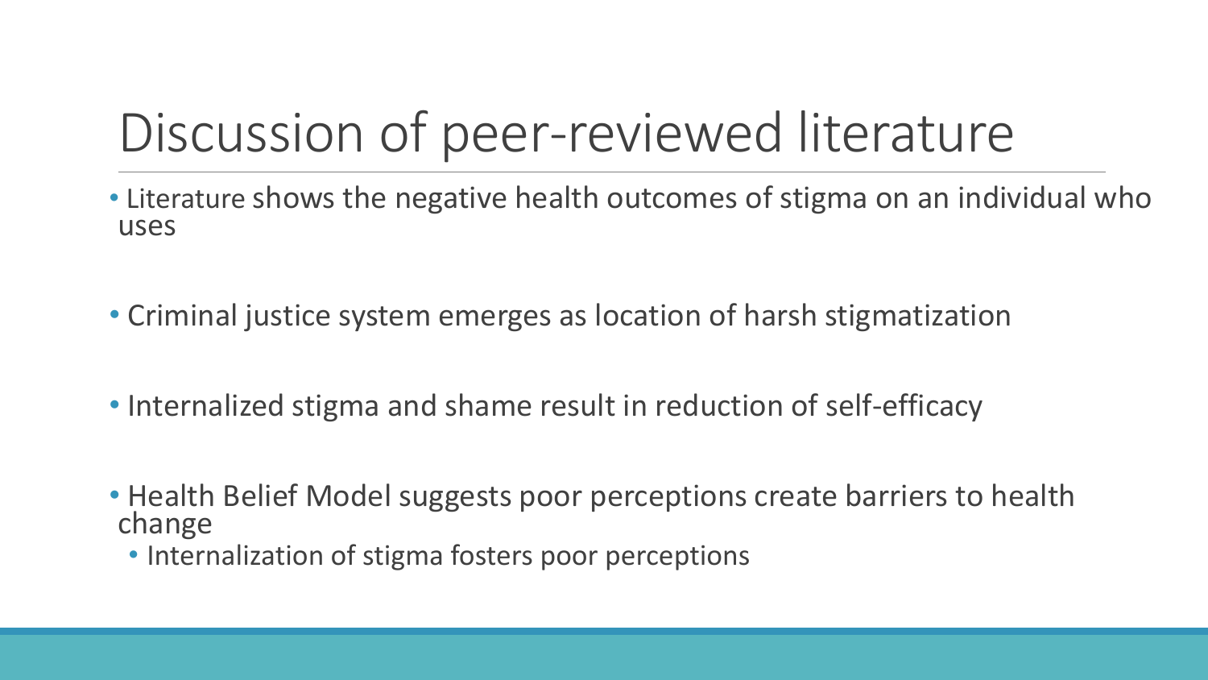# Discussion of peer-reviewed literature

- Literature shows the negative health outcomes of stigma on an individual who uses
- Criminal justice system emerges as location of harsh stigmatization
- Internalized stigma and shame result in reduction of self-efficacy
- Health Belief Model suggests poor perceptions create barriers to health change
  - Internalization of stigma fosters poor perceptions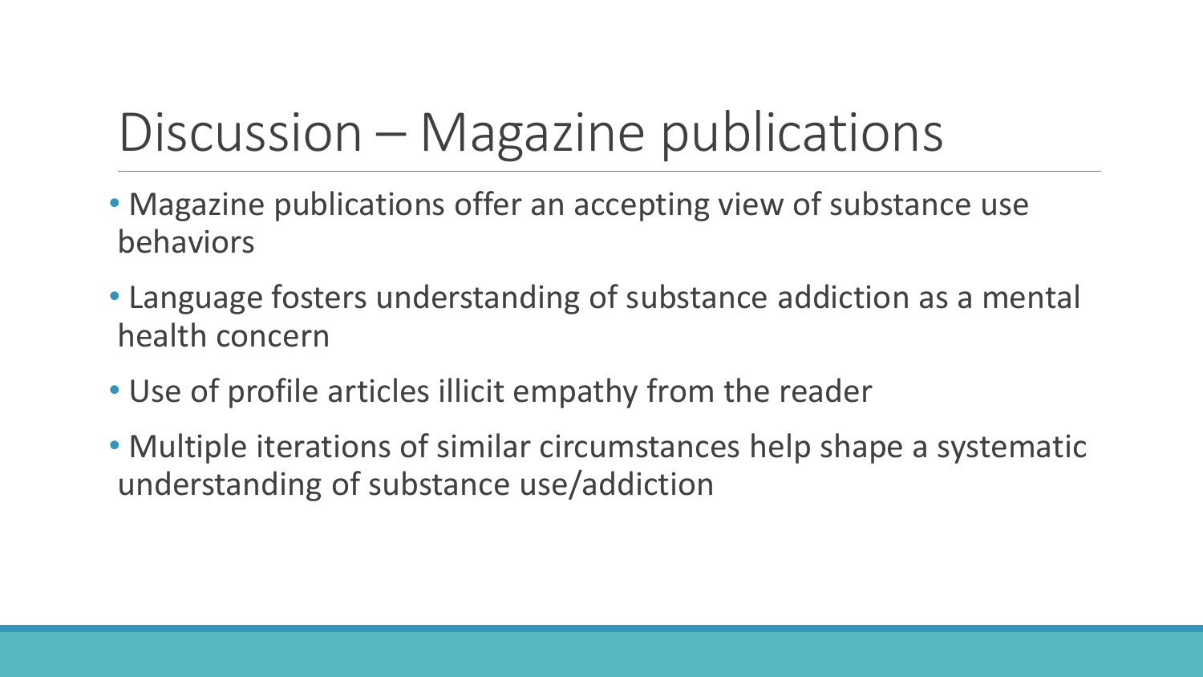# Discussion – Magazine publications

- Magazine publications offer an accepting view of substance use behaviors
- Language fosters understanding of substance addiction as a mental health concern
- Use of profile articles illicit empathy from the reader
- Multiple iterations of similar circumstances help shape a systematic understanding of substance use/addiction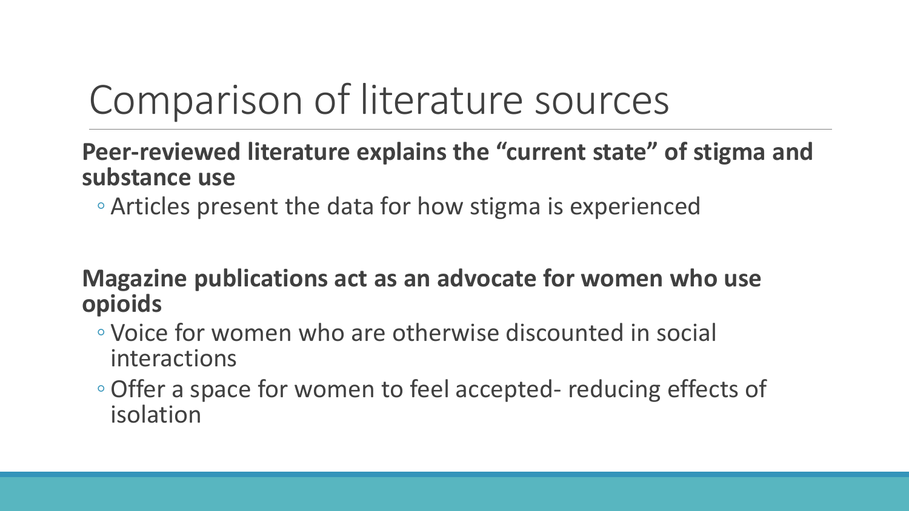# Comparison of literature sources

**Peer-reviewed literature explains the "current state" of stigma and substance use**

- Articles present the data for how stigma is experienced

**Magazine publications act as an advocate for women who use opioids**

- Voice for women who are otherwise discounted in social interactions
- Offer a space for women to feel accepted- reducing effects of isolation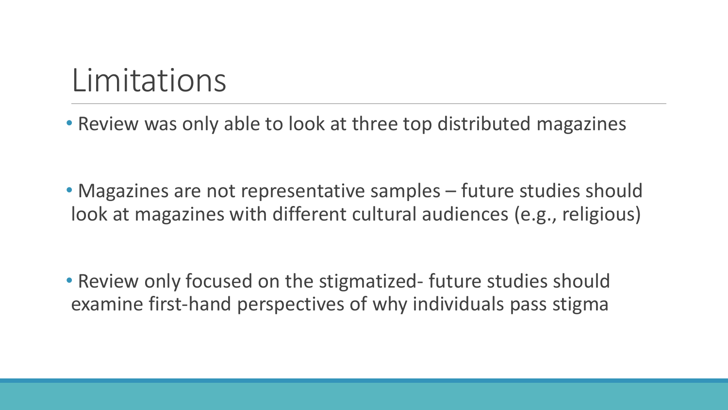# Limitations

- Review was only able to look at three top distributed magazines
- Magazines are not representative samples – future studies should look at magazines with different cultural audiences (e.g., religious)
- Review only focused on the stigmatized- future studies should examine first-hand perspectives of why individuals pass stigma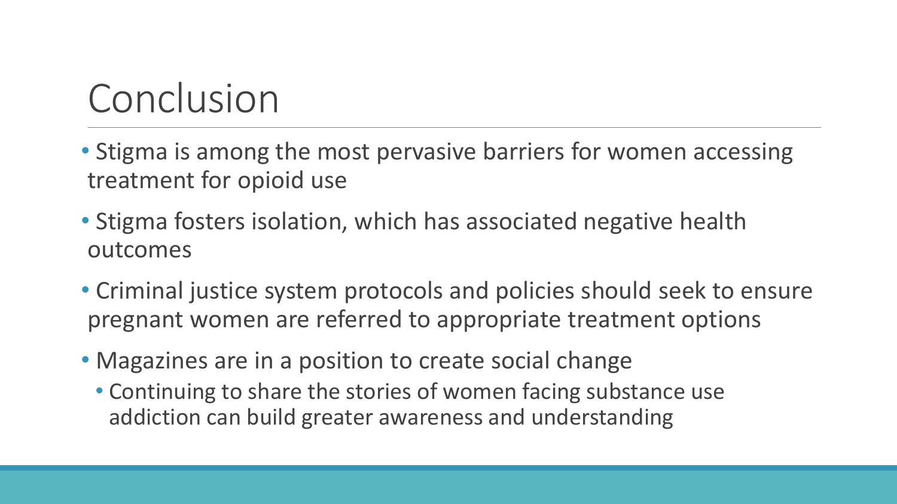# Conclusion

- Stigma is among the most pervasive barriers for women accessing treatment for opioid use
- Stigma fosters isolation, which has associated negative health outcomes
- Criminal justice system protocols and policies should seek to ensure pregnant women are referred to appropriate treatment options
- Magazines are in a position to create social change
  - Continuing to share the stories of women facing substance use addiction can build greater awareness and understanding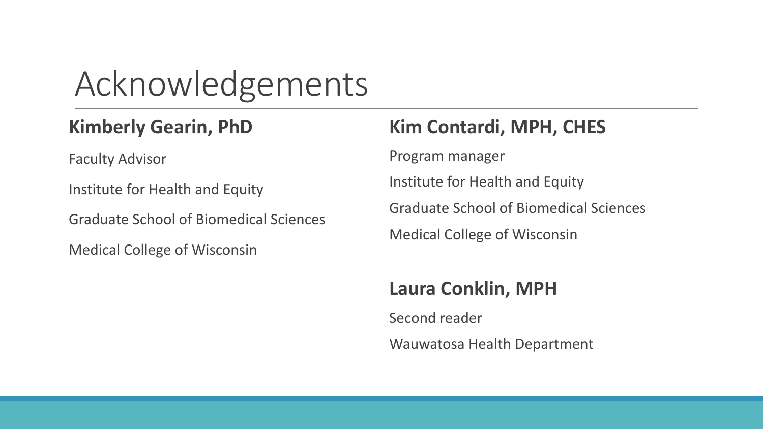# Acknowledgements

**Kimberly Gearin, PhD**

Faculty Advisor

Institute for Health and Equity

Graduate School of Biomedical Sciences

Medical College of Wisconsin

**Kim Contardi, MPH, CHES**

Program manager

Institute for Health and Equity

Graduate School of Biomedical Sciences

Medical College of Wisconsin

**Laura Conklin, MPH**

Second reader

Wauwatosa Health Department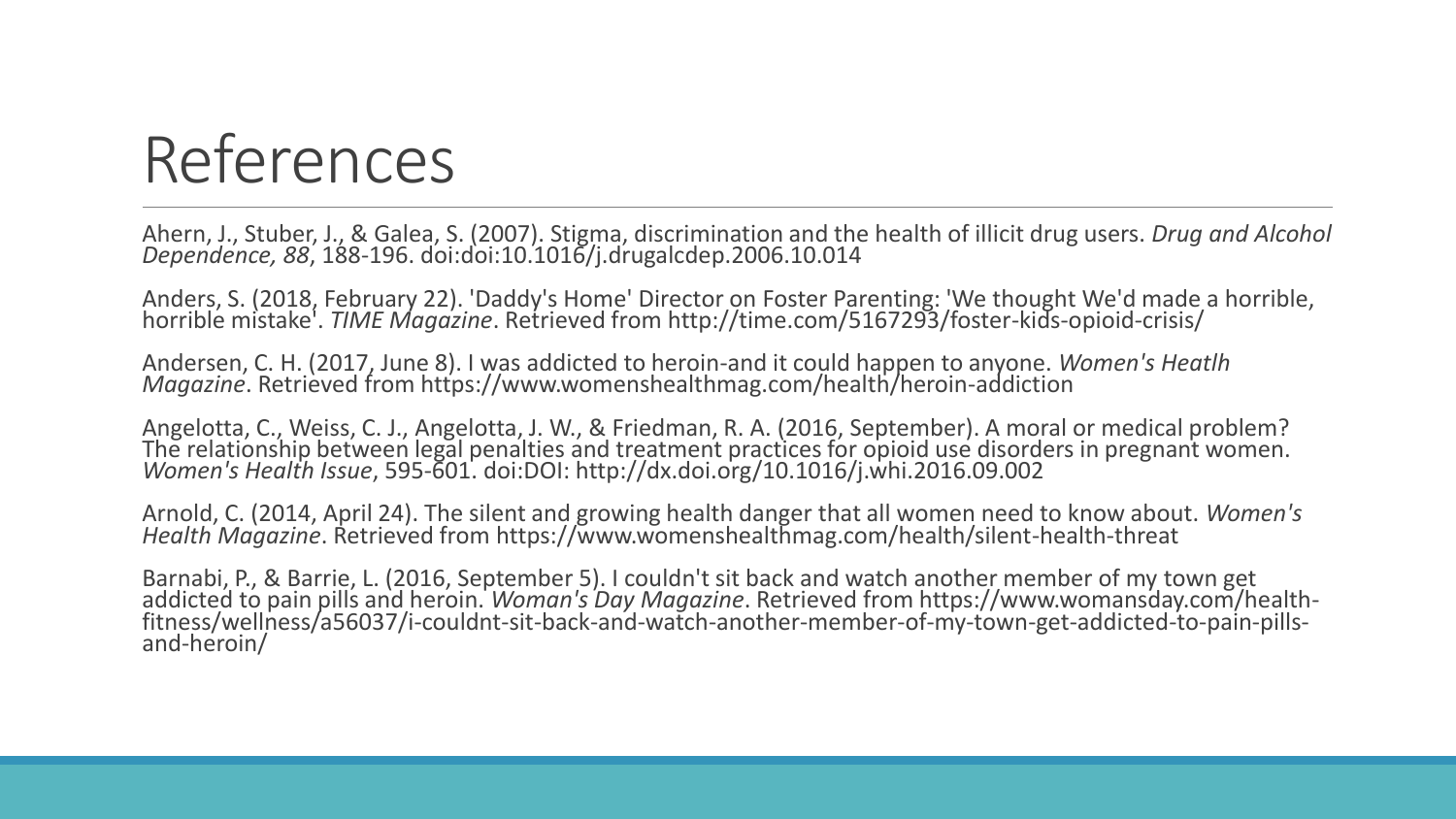# References

Ahern, J., Stuber, J., & Galea, S. (2007). Stigma, discrimination and the health of illicit drug users. *Drug and Alcohol Dependence, 88*, 188-196. doi:doi:10.1016/j.drugalcdep.2006.10.014

Anders, S. (2018, February 22). 'Daddy's Home' Director on Foster Parenting: 'We thought We'd made a horrible, horrible mistake'. *TIME Magazine*. Retrieved from http://time.com/5167293/foster-kids-opioid-crisis/

Andersen, C. H. (2017, June 8). I was addicted to heroin-and it could happen to anyone. *Women's Heatlh Magazine*. Retrieved from https://www.womenshealthmag.com/health/heroin-addiction

Angelotta, C., Weiss, C. J., Angelotta, J. W., & Friedman, R. A. (2016, September). A moral or medical problem? The relationship between legal penalties and treatment practices for opioid use disorders in pregnant women. *Women's Health Issue*, 595-601. doi:DOI: http://dx.doi.org/10.1016/j.whi.2016.09.002

Arnold, C. (2014, April 24). The silent and growing health danger that all women need to know about. *Women's Health Magazine*. Retrieved from https://www.womenshealthmag.com/health/silent-health-threat

Barnabi, P., & Barrie, L. (2016, September 5). I couldn't sit back and watch another member of my town get addicted to pain pills and heroin. *Woman's Day Magazine*. Retrieved from https://www.womansday.com/health-fitness/wellness/a56037/i-couldnt-sit-back-and-watch-another-member-of-my-town-get-addicted-to-pain-pills-and-heroin/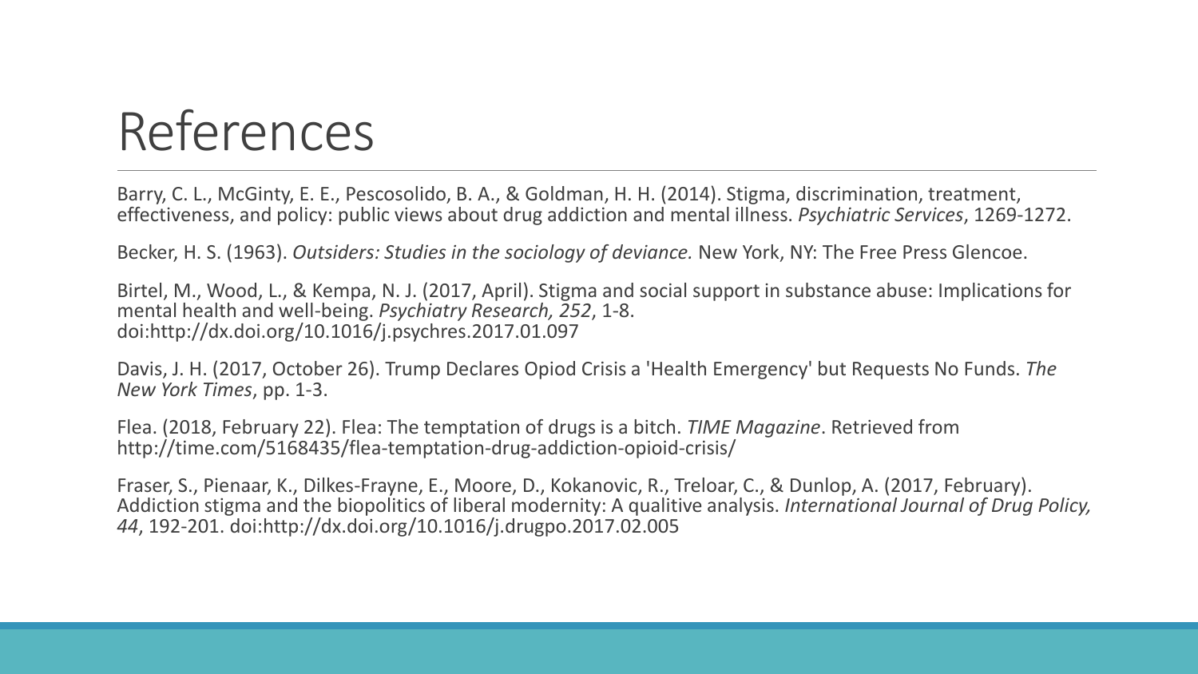# References

Barry, C. L., McGinty, E. E., Pescosolido, B. A., & Goldman, H. H. (2014). Stigma, discrimination, treatment, effectiveness, and policy: public views about drug addiction and mental illness. *Psychiatric Services*, 1269-1272.

Becker, H. S. (1963). *Outsiders: Studies in the sociology of deviance.* New York, NY: The Free Press Glencoe.

Birtel, M., Wood, L., & Kempa, N. J. (2017, April). Stigma and social support in substance abuse: Implications for mental health and well-being. *Psychiatry Research, 252*, 1-8. doi:http://dx.doi.org/10.1016/j.psychres.2017.01.097

Davis, J. H. (2017, October 26). Trump Declares Opiod Crisis a 'Health Emergency' but Requests No Funds. *The New York Times*, pp. 1-3.

Flea. (2018, February 22). Flea: The temptation of drugs is a bitch. *TIME Magazine*. Retrieved from http://time.com/5168435/flea-temptation-drug-addiction-opioid-crisis/

Fraser, S., Pienaar, K., Dilkes-Frayne, E., Moore, D., Kokanovic, R., Treloar, C., & Dunlop, A. (2017, February). Addiction stigma and the biopolitics of liberal modernity: A qualitive analysis. *International Journal of Drug Policy, 44*, 192-201. doi:http://dx.doi.org/10.1016/j.drugpo.2017.02.005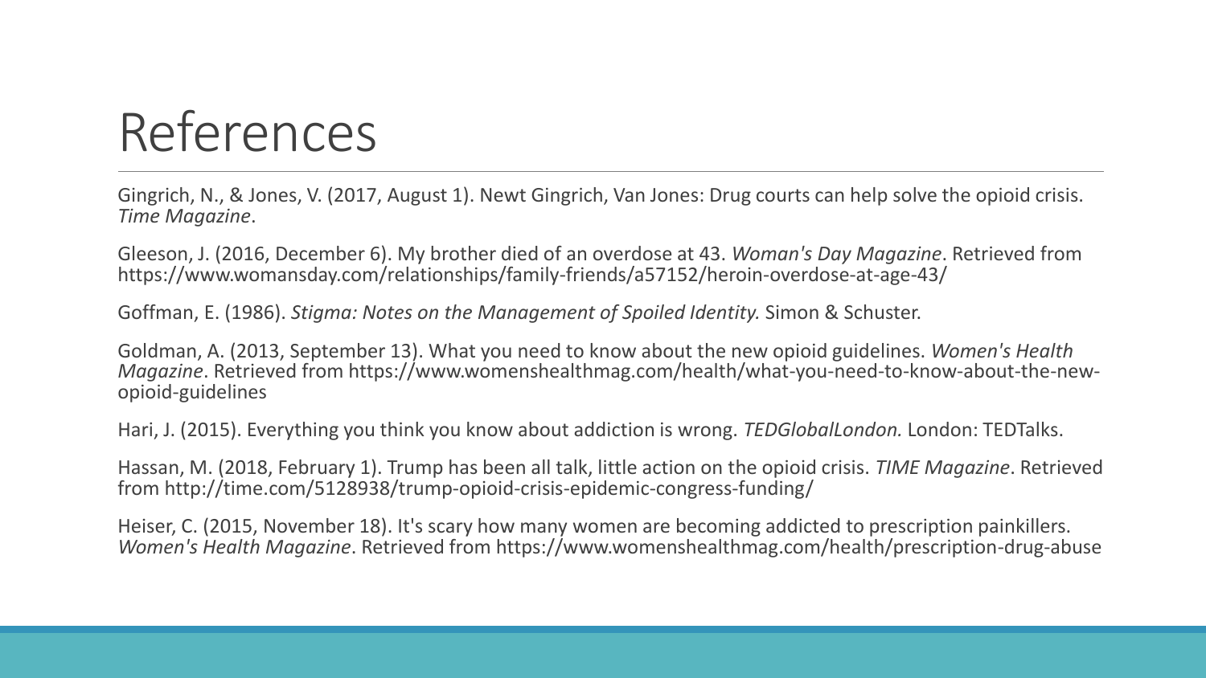# References

Gingrich, N., & Jones, V. (2017, August 1). Newt Gingrich, Van Jones: Drug courts can help solve the opioid crisis. *Time Magazine*.

Gleeson, J. (2016, December 6). My brother died of an overdose at 43. *Woman's Day Magazine*. Retrieved from https://www.womansday.com/relationships/family-friends/a57152/heroin-overdose-at-age-43/

Goffman, E. (1986). *Stigma: Notes on the Management of Spoiled Identity.* Simon & Schuster.

Goldman, A. (2013, September 13). What you need to know about the new opioid guidelines. *Women's Health Magazine*. Retrieved from https://www.womenshealthmag.com/health/what-you-need-to-know-about-the-new-opioid-guidelines

Hari, J. (2015). Everything you think you know about addiction is wrong. *TEDGlobalLondon.* London: TEDTalks.

Hassan, M. (2018, February 1). Trump has been all talk, little action on the opioid crisis. *TIME Magazine*. Retrieved from http://time.com/5128938/trump-opioid-crisis-epidemic-congress-funding/

Heiser, C. (2015, November 18). It's scary how many women are becoming addicted to prescription painkillers. *Women's Health Magazine*. Retrieved from https://www.womenshealthmag.com/health/prescription-drug-abuse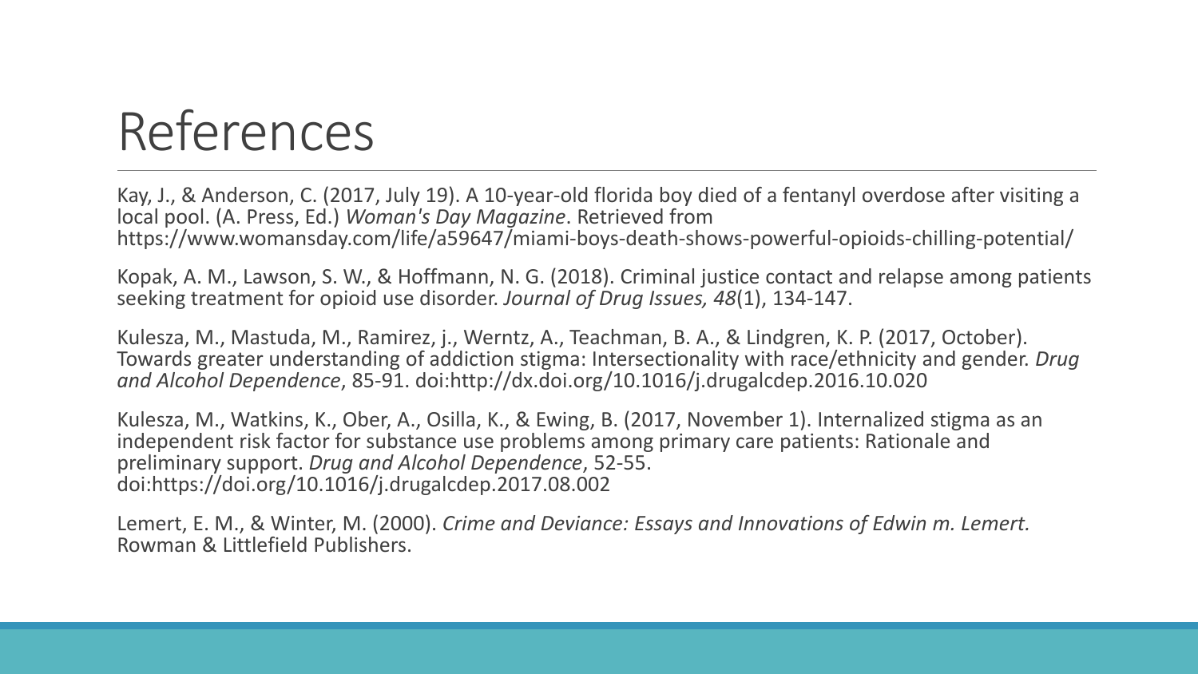# References

Kay, J., & Anderson, C. (2017, July 19). A 10-year-old florida boy died of a fentanyl overdose after visiting a local pool. (A. Press, Ed.) *Woman's Day Magazine*. Retrieved from https://www.womansday.com/life/a59647/miami-boys-death-shows-powerful-opioids-chilling-potential/

Kopak, A. M., Lawson, S. W., & Hoffmann, N. G. (2018). Criminal justice contact and relapse among patients seeking treatment for opioid use disorder. *Journal of Drug Issues, 48*(1), 134-147.

Kulesza, M., Mastuda, M., Ramirez, j., Werntz, A., Teachman, B. A., & Lindgren, K. P. (2017, October). Towards greater understanding of addiction stigma: Intersectionality with race/ethnicity and gender. *Drug and Alcohol Dependence*, 85-91. doi:http://dx.doi.org/10.1016/j.drugalcdep.2016.10.020

Kulesza, M., Watkins, K., Ober, A., Osilla, K., & Ewing, B. (2017, November 1). Internalized stigma as an independent risk factor for substance use problems among primary care patients: Rationale and preliminary support. *Drug and Alcohol Dependence*, 52-55. doi:https://doi.org/10.1016/j.drugalcdep.2017.08.002

Lemert, E. M., & Winter, M. (2000). *Crime and Deviance: Essays and Innovations of Edwin m. Lemert.* Rowman & Littlefield Publishers.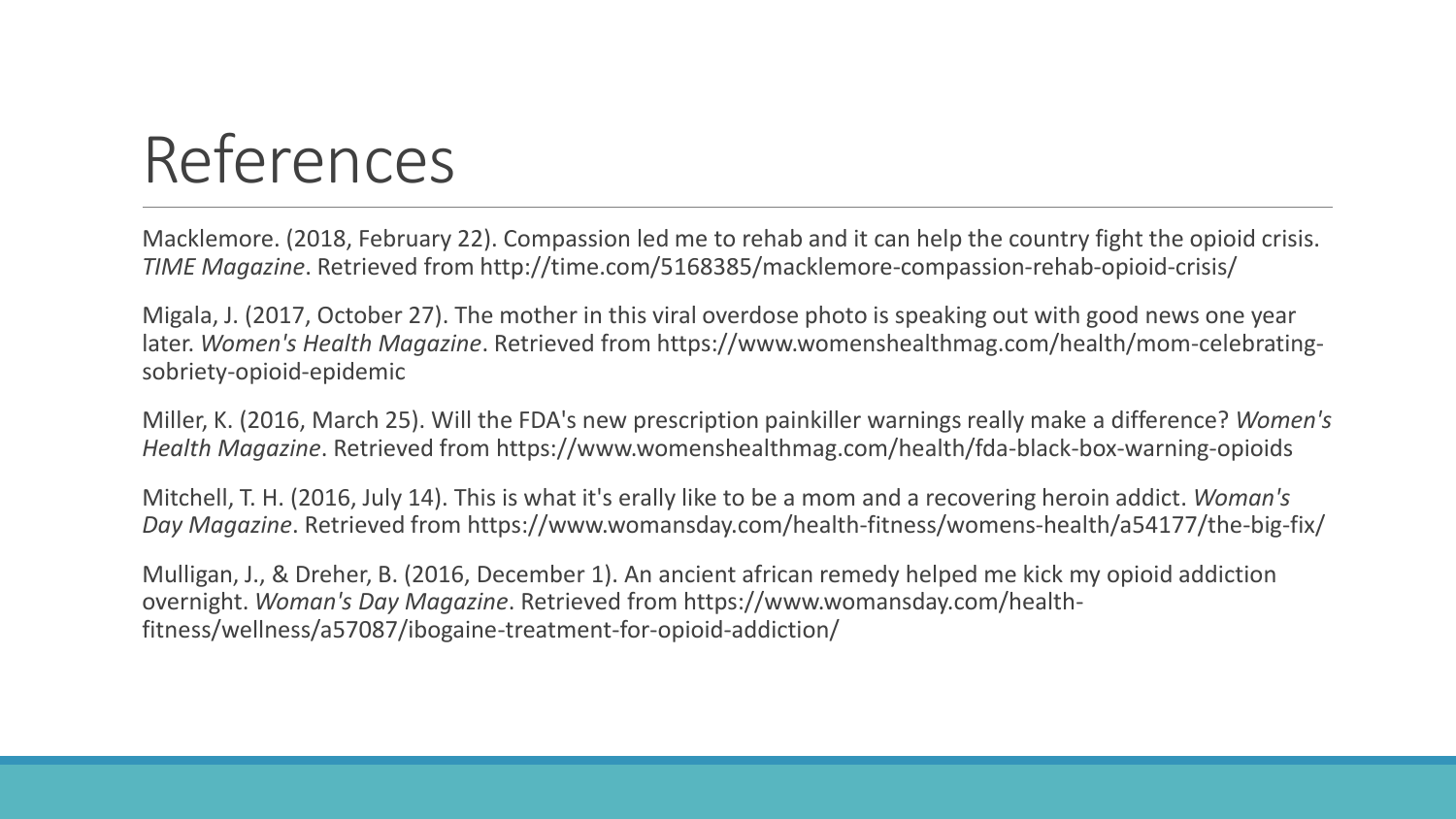# References

Macklemore. (2018, February 22). Compassion led me to rehab and it can help the country fight the opioid crisis. *TIME Magazine*. Retrieved from http://time.com/5168385/macklemore-compassion-rehab-opioid-crisis/

Migala, J. (2017, October 27). The mother in this viral overdose photo is speaking out with good news one year later. *Women's Health Magazine*. Retrieved from https://www.womenshealthmag.com/health/mom-celebrating-sobriety-opioid-epidemic

Miller, K. (2016, March 25). Will the FDA's new prescription painkiller warnings really make a difference? *Women's Health Magazine*. Retrieved from https://www.womenshealthmag.com/health/fda-black-box-warning-opioids

Mitchell, T. H. (2016, July 14). This is what it's erally like to be a mom and a recovering heroin addict. *Woman's Day Magazine*. Retrieved from https://www.womansday.com/health-fitness/womens-health/a54177/the-big-fix/

Mulligan, J., & Dreher, B. (2016, December 1). An ancient african remedy helped me kick my opioid addiction overnight. *Woman's Day Magazine*. Retrieved from https://www.womansday.com/health-fitness/wellness/a57087/ibogaine-treatment-for-opioid-addiction/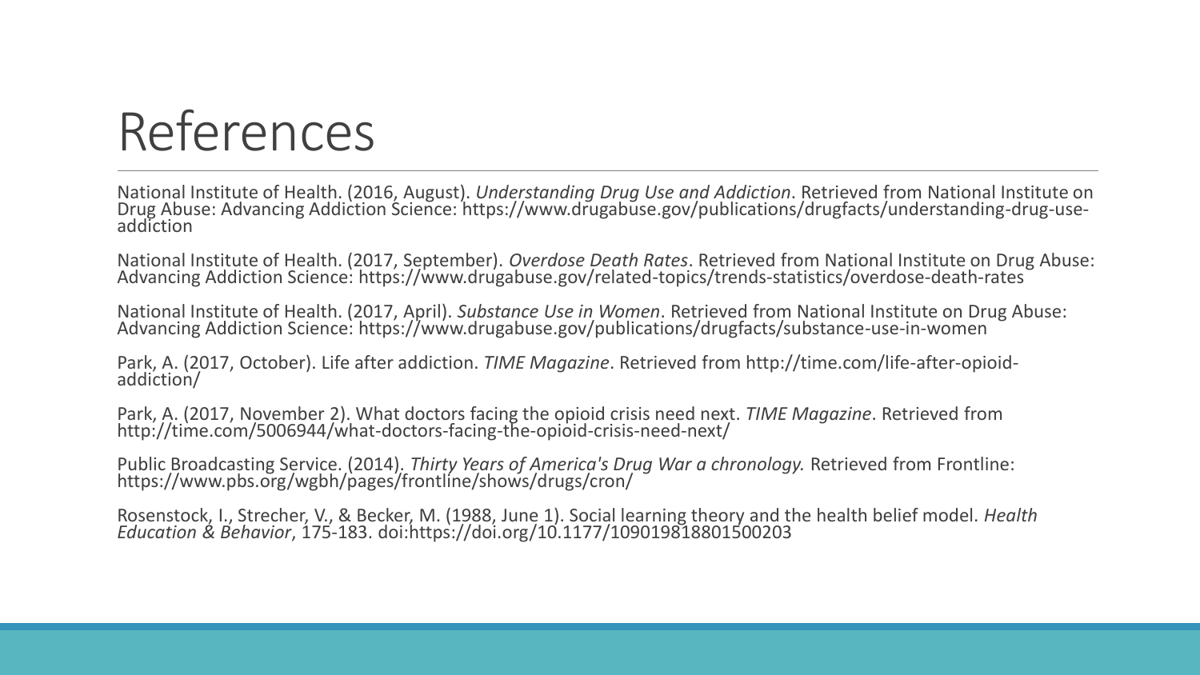# References

National Institute of Health. (2016, August). *Understanding Drug Use and Addiction*. Retrieved from National Institute on Drug Abuse: Advancing Addiction Science: https://www.drugabuse.gov/publications/drugfacts/understanding-drug-use-addiction

National Institute of Health. (2017, September). *Overdose Death Rates*. Retrieved from National Institute on Drug Abuse: Advancing Addiction Science: https://www.drugabuse.gov/related-topics/trends-statistics/overdose-death-rates

National Institute of Health. (2017, April). *Substance Use in Women*. Retrieved from National Institute on Drug Abuse: Advancing Addiction Science: https://www.drugabuse.gov/publications/drugfacts/substance-use-in-women

Park, A. (2017, October). Life after addiction. *TIME Magazine*. Retrieved from http://time.com/life-after-opioid-addiction/

Park, A. (2017, November 2). What doctors facing the opioid crisis need next. *TIME Magazine*. Retrieved from http://time.com/5006944/what-doctors-facing-the-opioid-crisis-need-next/

Public Broadcasting Service. (2014). *Thirty Years of America's Drug War a chronology.* Retrieved from Frontline: https://www.pbs.org/wgbh/pages/frontline/shows/drugs/cron/

Rosenstock, I., Strecher, V., & Becker, M. (1988, June 1). Social learning theory and the health belief model. *Health Education & Behavior*, 175-183. doi:https://doi.org/10.1177/109019818801500203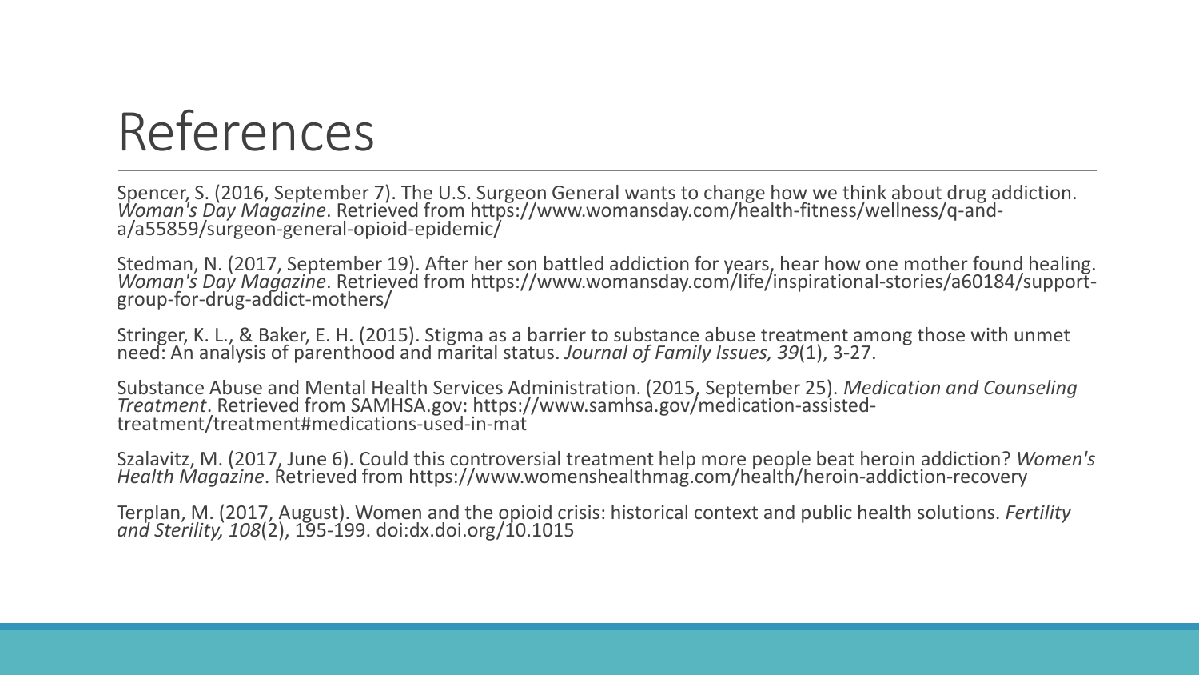# References

Spencer, S. (2016, September 7). The U.S. Surgeon General wants to change how we think about drug addiction. *Woman's Day Magazine*. Retrieved from https://www.womansday.com/health-fitness/wellness/q-and-a/a55859/surgeon-general-opioid-epidemic/

Stedman, N. (2017, September 19). After her son battled addiction for years, hear how one mother found healing. *Woman's Day Magazine*. Retrieved from https://www.womansday.com/life/inspirational-stories/a60184/support-group-for-drug-addict-mothers/

Stringer, K. L., & Baker, E. H. (2015). Stigma as a barrier to substance abuse treatment among those with unmet need: An analysis of parenthood and marital status. *Journal of Family Issues, 39*(1), 3-27.

Substance Abuse and Mental Health Services Administration. (2015, September 25). *Medication and Counseling Treatment*. Retrieved from SAMHSA.gov: https://www.samhsa.gov/medication-assisted-treatment/treatment#medications-used-in-mat

Szalavitz, M. (2017, June 6). Could this controversial treatment help more people beat heroin addiction? *Women's Health Magazine*. Retrieved from https://www.womenshealthmag.com/health/heroin-addiction-recovery

Terplan, M. (2017, August). Women and the opioid crisis: historical context and public health solutions. *Fertility and Sterility, 108*(2), 195-199. doi:dx.doi.org/10.1015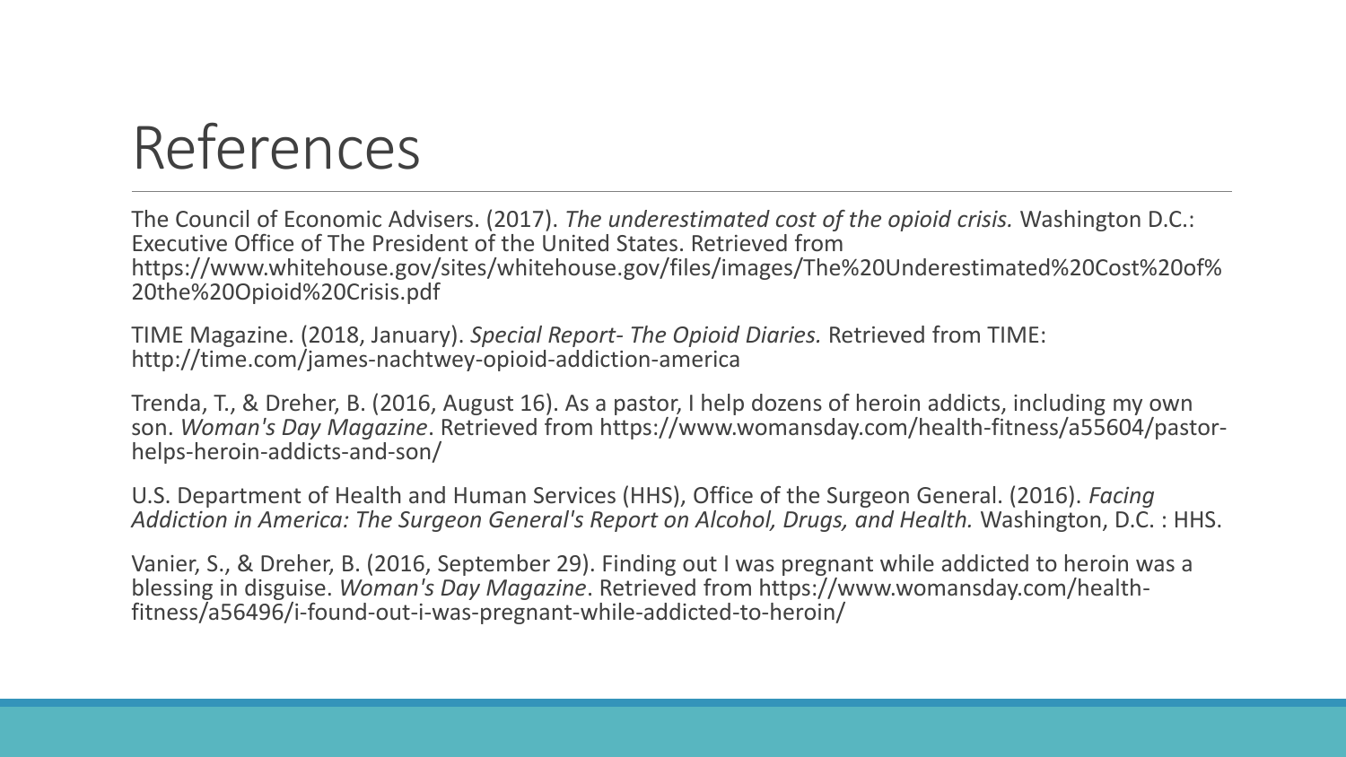# References

The Council of Economic Advisers. (2017). *The underestimated cost of the opioid crisis.* Washington D.C.: Executive Office of The President of the United States. Retrieved from https://www.whitehouse.gov/sites/whitehouse.gov/files/images/The%20Underestimated%20Cost%20of%20the%20Opioid%20Crisis.pdf

TIME Magazine. (2018, January). *Special Report- The Opioid Diaries.* Retrieved from TIME: http://time.com/james-nachtwey-opioid-addiction-america

Trenda, T., & Dreher, B. (2016, August 16). As a pastor, I help dozens of heroin addicts, including my own son. *Woman's Day Magazine*. Retrieved from https://www.womansday.com/health-fitness/a55604/pastor-helps-heroin-addicts-and-son/

U.S. Department of Health and Human Services (HHS), Office of the Surgeon General. (2016). *Facing Addiction in America: The Surgeon General's Report on Alcohol, Drugs, and Health.* Washington, D.C. : HHS.

Vanier, S., & Dreher, B. (2016, September 29). Finding out I was pregnant while addicted to heroin was a blessing in disguise. *Woman's Day Magazine*. Retrieved from https://www.womansday.com/health-fitness/a56496/i-found-out-i-was-pregnant-while-addicted-to-heroin/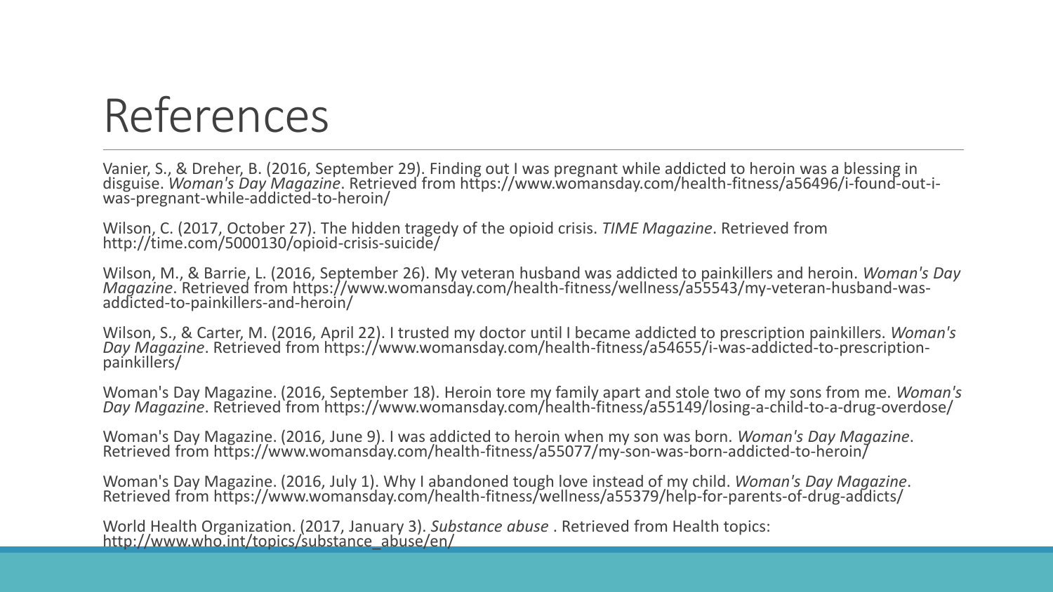# References

Vanier, S., & Dreher, B. (2016, September 29). Finding out I was pregnant while addicted to heroin was a blessing in disguise. *Woman's Day Magazine*. Retrieved from https://www.womansday.com/health-fitness/a56496/i-found-out-i-was-pregnant-while-addicted-to-heroin/

Wilson, C. (2017, October 27). The hidden tragedy of the opioid crisis. *TIME Magazine*. Retrieved from http://time.com/5000130/opioid-crisis-suicide/

Wilson, M., & Barrie, L. (2016, September 26). My veteran husband was addicted to painkillers and heroin. *Woman's Day Magazine*. Retrieved from https://www.womansday.com/health-fitness/wellness/a55543/my-veteran-husband-was-addicted-to-painkillers-and-heroin/

Wilson, S., & Carter, M. (2016, April 22). I trusted my doctor until I became addicted to prescription painkillers. *Woman's Day Magazine*. Retrieved from https://www.womansday.com/health-fitness/a54655/i-was-addicted-to-prescription-painkillers/

Woman's Day Magazine. (2016, September 18). Heroin tore my family apart and stole two of my sons from me. *Woman's Day Magazine*. Retrieved from https://www.womansday.com/health-fitness/a55149/losing-a-child-to-a-drug-overdose/

Woman's Day Magazine. (2016, June 9). I was addicted to heroin when my son was born. *Woman's Day Magazine*. Retrieved from https://www.womansday.com/health-fitness/a55077/my-son-was-born-addicted-to-heroin/

Woman's Day Magazine. (2016, July 1). Why I abandoned tough love instead of my child. *Woman's Day Magazine*. Retrieved from https://www.womansday.com/health-fitness/wellness/a55379/help-for-parents-of-drug-addicts/

World Health Organization. (2017, January 3). *Substance abuse* . Retrieved from Health topics: http://www.who.int/topics/substance_abuse/en/